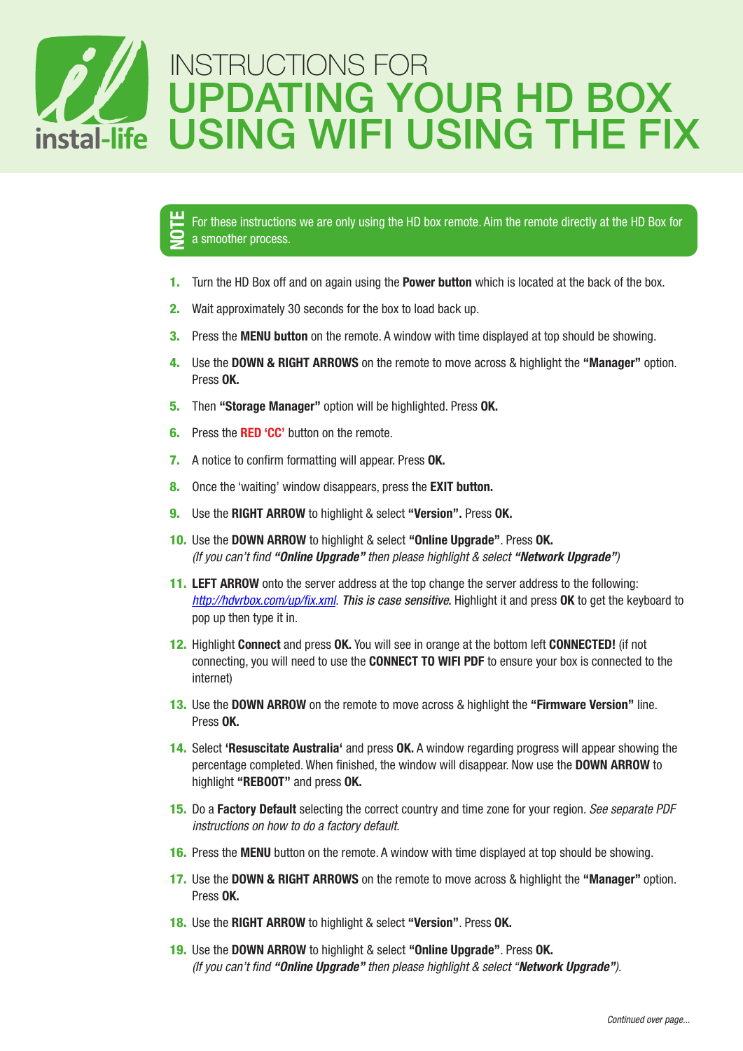instal-life

# INSTRUCTIONS FOR UPDATING YOUR HD BOX USING WIFI USING THE FIX

**NOTE** For these instructions we are only using the HD box remote. Aim the remote directly at the HD Box for a smoother process.

1. Turn the HD Box off and on again using the **Power button** which is located at the back of the box.
2. Wait approximately 30 seconds for the box to load back up.
3. Press the **MENU button** on the remote. A window with time displayed at top should be showing.
4. Use the **DOWN & RIGHT ARROWS** on the remote to move across & highlight the **"Manager"** option. Press **OK.**
5. Then **"Storage Manager"** option will be highlighted. Press **OK.**
6. Press the **RED 'CC'** button on the remote.
7. A notice to confirm formatting will appear. Press **OK.**
8. Once the 'waiting' window disappears, press the **EXIT button.**
9. Use the **RIGHT ARROW** to highlight & select **"Version".** Press **OK.**
10. Use the **DOWN ARROW** to highlight & select **"Online Upgrade"**. Press **OK.**
    *(If you can't find **"Online Upgrade"** then please highlight & select **"Network Upgrade"**)*
11. **LEFT ARROW** onto the server address at the top change the server address to the following: *http://hdvrbox.com/up/fix.xml*. ***This is case sensitive.*** Highlight it and press **OK** to get the keyboard to pop up then type it in.
12. Highlight **Connect** and press **OK.** You will see in orange at the bottom left **CONNECTED!** (if not connecting, you will need to use the **CONNECT TO WIFI PDF** to ensure your box is connected to the internet)
13. Use the **DOWN ARROW** on the remote to move across & highlight the **"Firmware Version"** line. Press **OK.**
14. Select **'Resuscitate Australia'** and press **OK.** A window regarding progress will appear showing the percentage completed. When finished, the window will disappear. Now use the **DOWN ARROW** to highlight **"REBOOT"** and press **OK.**
15. Do a **Factory Default** selecting the correct country and time zone for your region. *See separate PDF instructions on how to do a factory default.*
16. Press the **MENU** button on the remote. A window with time displayed at top should be showing.
17. Use the **DOWN & RIGHT ARROWS** on the remote to move across & highlight the **"Manager"** option. Press **OK.**
18. Use the **RIGHT ARROW** to highlight & select **"Version"**. Press **OK.**
19. Use the **DOWN ARROW** to highlight & select **"Online Upgrade"**. Press **OK.**
    *(If you can't find **"Online Upgrade"** then please highlight & select "**Network Upgrade"**).*

*Continued over page...*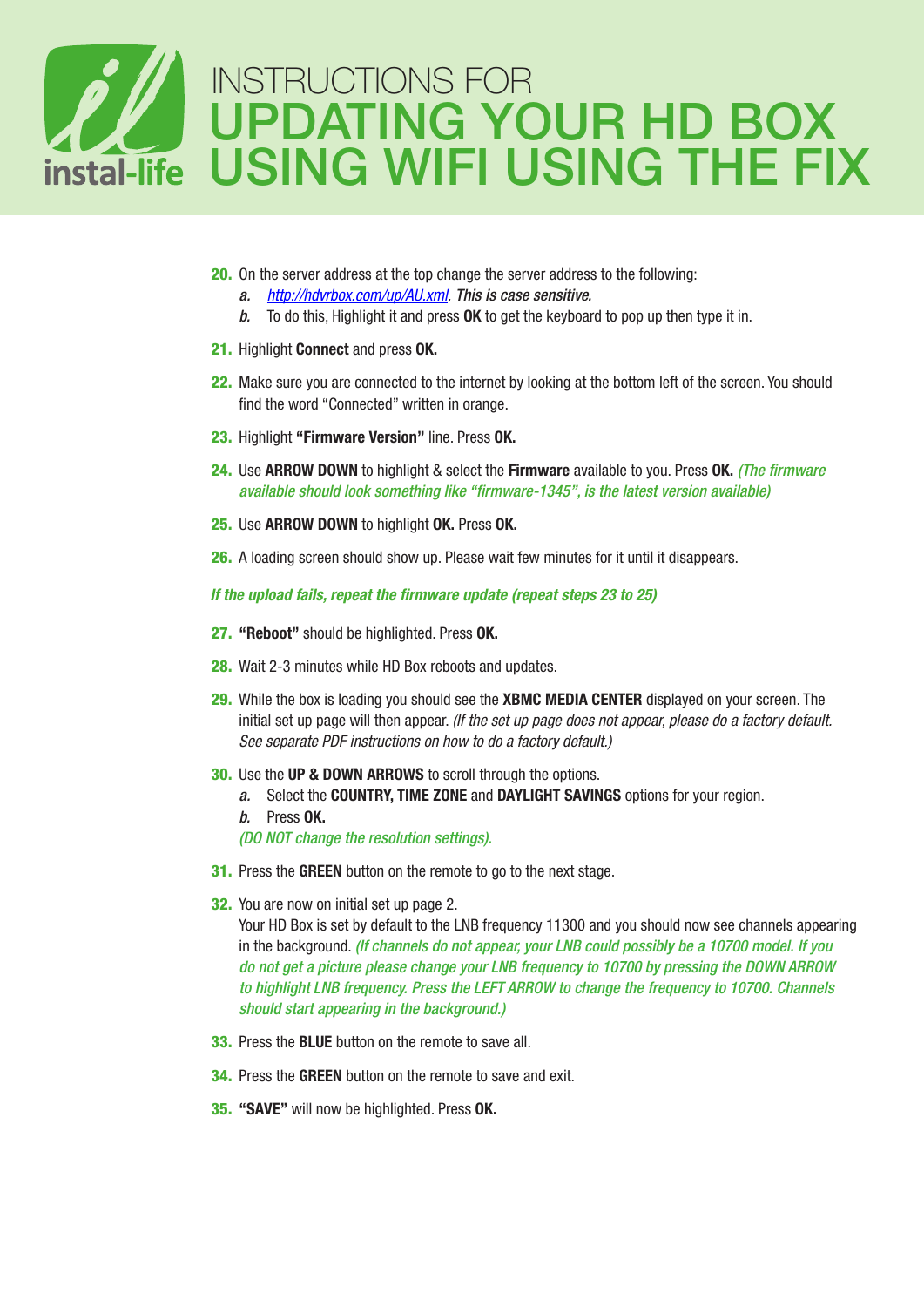# INSTRUCTIONS FOR UPDATING YOUR HD BOX USING WIFI USING THE FIX

20. On the server address at the top change the server address to the following:
    - *a.* *http://hdvrbox.com/up/AU.xml. This is case sensitive.*
    - *b.* To do this, Highlight it and press **OK** to get the keyboard to pop up then type it in.
21. Highlight **Connect** and press **OK.**
22. Make sure you are connected to the internet by looking at the bottom left of the screen. You should find the word "Connected" written in orange.
23. Highlight **"Firmware Version"** line. Press **OK.**
24. Use **ARROW DOWN** to highlight & select the **Firmware** available to you. Press **OK.** *(The firmware available should look something like "firmware-1345", is the latest version available)*
25. Use **ARROW DOWN** to highlight **OK.** Press **OK.**
26. A loading screen should show up. Please wait few minutes for it until it disappears.

*If the upload fails, repeat the firmware update (repeat steps 23 to 25)*

27. **"Reboot"** should be highlighted. Press **OK.**
28. Wait 2-3 minutes while HD Box reboots and updates.
29. While the box is loading you should see the **XBMC MEDIA CENTER** displayed on your screen. The initial set up page will then appear. *(If the set up page does not appear, please do a factory default. See separate PDF instructions on how to do a factory default.)*
30. Use the **UP & DOWN ARROWS** to scroll through the options.
    - *a.* Select the **COUNTRY, TIME ZONE** and **DAYLIGHT SAVINGS** options for your region.
    - *b.* Press **OK.**

    *(DO NOT change the resolution settings).*
31. Press the **GREEN** button on the remote to go to the next stage.
32. You are now on initial set up page 2.
    Your HD Box is set by default to the LNB frequency 11300 and you should now see channels appearing in the background. *(If channels do not appear, your LNB could possibly be a 10700 model. If you do not get a picture please change your LNB frequency to 10700 by pressing the DOWN ARROW to highlight LNB frequency. Press the LEFT ARROW to change the frequency to 10700. Channels should start appearing in the background.)*
33. Press the **BLUE** button on the remote to save all.
34. Press the **GREEN** button on the remote to save and exit.
35. **"SAVE"** will now be highlighted. Press **OK.**